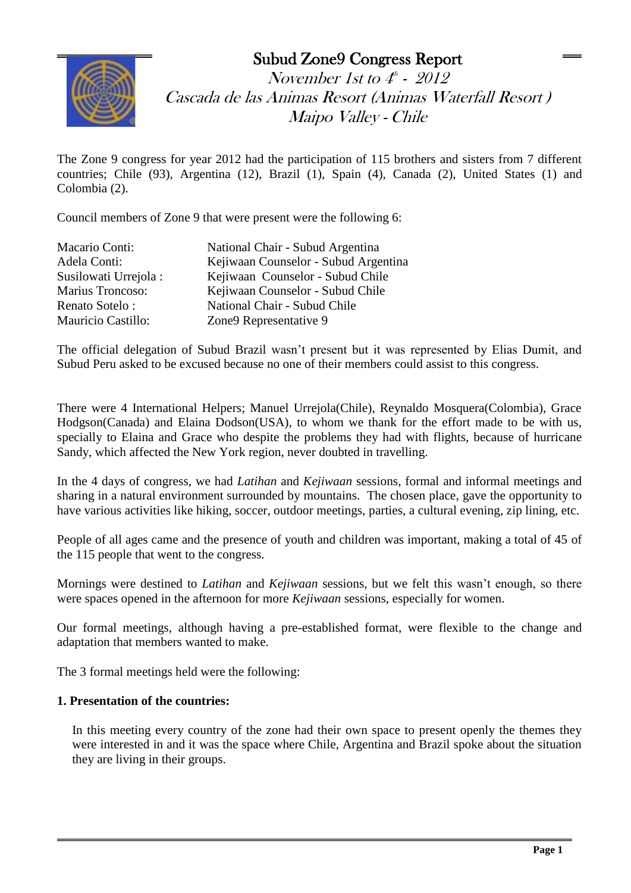# Subud Zone9 Congress Report

*November 1st to 4th - 2012*

*Cascada de las Animas Resort (Animas Waterfall Resort )*

*Maipo Valley - Chile*

The Zone 9 congress for year 2012 had the participation of 115 brothers and sisters from 7 different countries; Chile (93), Argentina (12), Brazil (1), Spain (4), Canada (2), United States (1) and Colombia (2).

Council members of Zone 9 that were present were the following 6:

| | |
|---|---|
| Macario Conti: | National Chair - Subud Argentina |
| Adela Conti: | Kejiwaan Counselor - Subud Argentina |
| Susilowati Urrejola : | Kejiwaan Counselor - Subud Chile |
| Marius Troncoso: | Kejiwaan Counselor - Subud Chile |
| Renato Sotelo : | National Chair - Subud Chile |
| Mauricio Castillo: | Zone9 Representative 9 |

The official delegation of Subud Brazil wasn't present but it was represented by Elias Dumit, and Subud Peru asked to be excused because no one of their members could assist to this congress.

There were 4 International Helpers; Manuel Urrejola(Chile), Reynaldo Mosquera(Colombia), Grace Hodgson(Canada) and Elaina Dodson(USA), to whom we thank for the effort made to be with us, specially to Elaina and Grace who despite the problems they had with flights, because of hurricane Sandy, which affected the New York region, never doubted in travelling.

In the 4 days of congress, we had *Latihan* and *Kejiwaan* sessions, formal and informal meetings and sharing in a natural environment surrounded by mountains. The chosen place, gave the opportunity to have various activities like hiking, soccer, outdoor meetings, parties, a cultural evening, zip lining, etc.

People of all ages came and the presence of youth and children was important, making a total of 45 of the 115 people that went to the congress.

Mornings were destined to *Latihan* and *Kejiwaan* sessions, but we felt this wasn't enough, so there were spaces opened in the afternoon for more *Kejiwaan* sessions, especially for women.

Our formal meetings, although having a pre-established format, were flexible to the change and adaptation that members wanted to make.

The 3 formal meetings held were the following:

**1. Presentation of the countries:**

In this meeting every country of the zone had their own space to present openly the themes they were interested in and it was the space where Chile, Argentina and Brazil spoke about the situation they are living in their groups.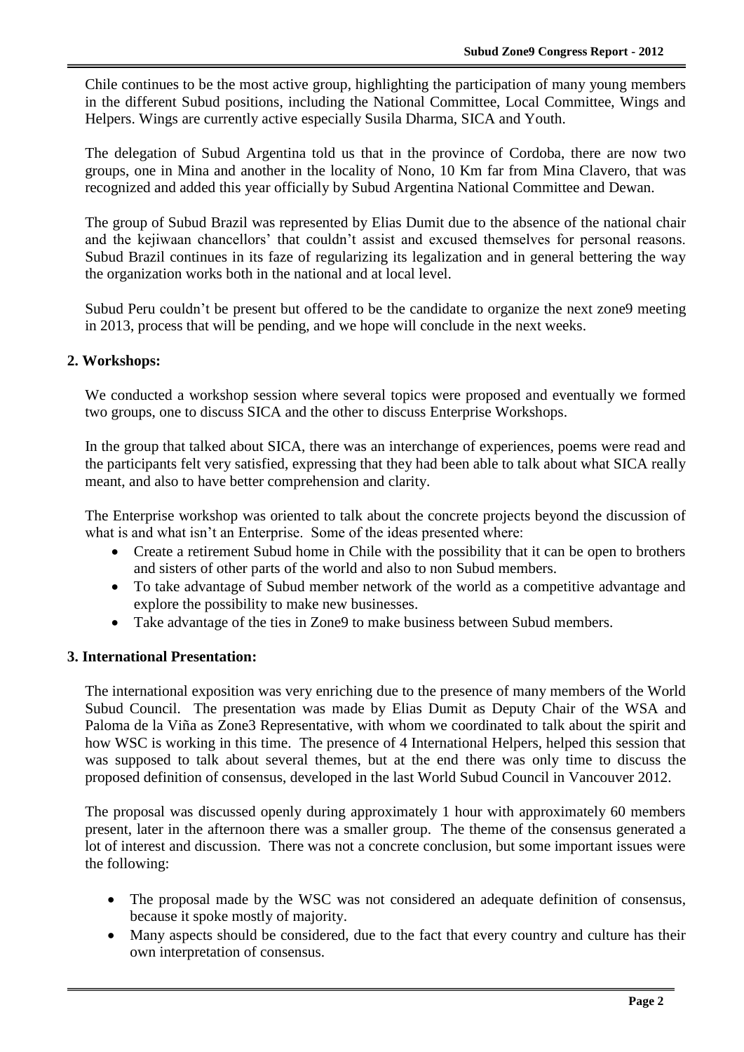Chile continues to be the most active group, highlighting the participation of many young members in the different Subud positions, including the National Committee, Local Committee, Wings and Helpers. Wings are currently active especially Susila Dharma, SICA and Youth.

The delegation of Subud Argentina told us that in the province of Cordoba, there are now two groups, one in Mina and another in the locality of Nono, 10 Km far from Mina Clavero, that was recognized and added this year officially by Subud Argentina National Committee and Dewan.

The group of Subud Brazil was represented by Elias Dumit due to the absence of the national chair and the kejiwaan chancellors' that couldn't assist and excused themselves for personal reasons. Subud Brazil continues in its faze of regularizing its legalization and in general bettering the way the organization works both in the national and at local level.

Subud Peru couldn't be present but offered to be the candidate to organize the next zone9 meeting in 2013, process that will be pending, and we hope will conclude in the next weeks.

## 2. Workshops:

We conducted a workshop session where several topics were proposed and eventually we formed two groups, one to discuss SICA and the other to discuss Enterprise Workshops.

In the group that talked about SICA, there was an interchange of experiences, poems were read and the participants felt very satisfied, expressing that they had been able to talk about what SICA really meant, and also to have better comprehension and clarity.

The Enterprise workshop was oriented to talk about the concrete projects beyond the discussion of what is and what isn't an Enterprise. Some of the ideas presented where:

- Create a retirement Subud home in Chile with the possibility that it can be open to brothers and sisters of other parts of the world and also to non Subud members.
- To take advantage of Subud member network of the world as a competitive advantage and explore the possibility to make new businesses.
- Take advantage of the ties in Zone9 to make business between Subud members.

## 3. International Presentation:

The international exposition was very enriching due to the presence of many members of the World Subud Council. The presentation was made by Elias Dumit as Deputy Chair of the WSA and Paloma de la Viña as Zone3 Representative, with whom we coordinated to talk about the spirit and how WSC is working in this time. The presence of 4 International Helpers, helped this session that was supposed to talk about several themes, but at the end there was only time to discuss the proposed definition of consensus, developed in the last World Subud Council in Vancouver 2012.

The proposal was discussed openly during approximately 1 hour with approximately 60 members present, later in the afternoon there was a smaller group. The theme of the consensus generated a lot of interest and discussion. There was not a concrete conclusion, but some important issues were the following:

- The proposal made by the WSC was not considered an adequate definition of consensus, because it spoke mostly of majority.
- Many aspects should be considered, due to the fact that every country and culture has their own interpretation of consensus.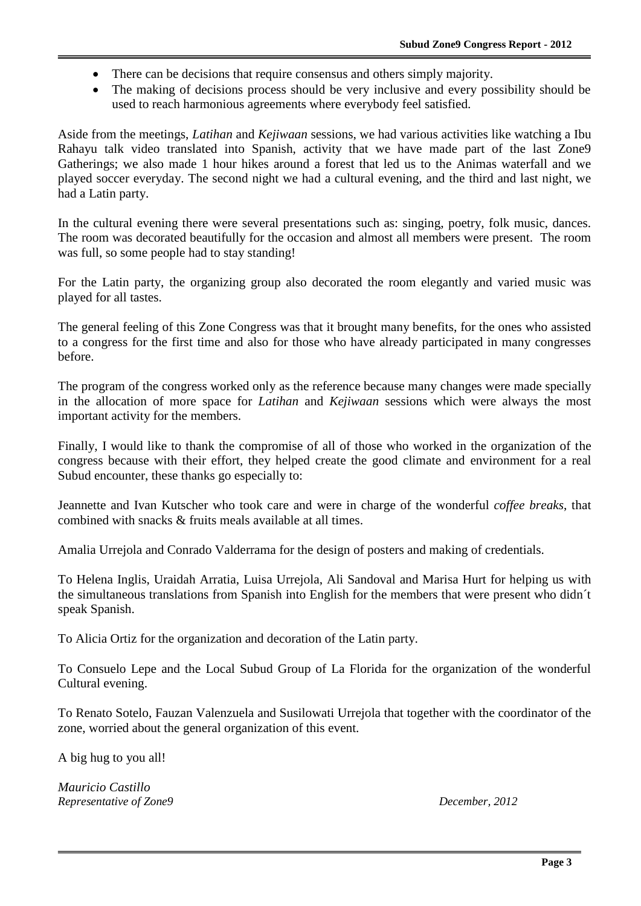- There can be decisions that require consensus and others simply majority.
- The making of decisions process should be very inclusive and every possibility should be used to reach harmonious agreements where everybody feel satisfied.

Aside from the meetings, *Latihan* and *Kejiwaan* sessions, we had various activities like watching a Ibu Rahayu talk video translated into Spanish, activity that we have made part of the last Zone9 Gatherings; we also made 1 hour hikes around a forest that led us to the Animas waterfall and we played soccer everyday. The second night we had a cultural evening, and the third and last night, we had a Latin party.

In the cultural evening there were several presentations such as: singing, poetry, folk music, dances. The room was decorated beautifully for the occasion and almost all members were present. The room was full, so some people had to stay standing!

For the Latin party, the organizing group also decorated the room elegantly and varied music was played for all tastes.

The general feeling of this Zone Congress was that it brought many benefits, for the ones who assisted to a congress for the first time and also for those who have already participated in many congresses before.

The program of the congress worked only as the reference because many changes were made specially in the allocation of more space for *Latihan* and *Kejiwaan* sessions which were always the most important activity for the members.

Finally, I would like to thank the compromise of all of those who worked in the organization of the congress because with their effort, they helped create the good climate and environment for a real Subud encounter, these thanks go especially to:

Jeannette and Ivan Kutscher who took care and were in charge of the wonderful *coffee breaks*, that combined with snacks & fruits meals available at all times.

Amalia Urrejola and Conrado Valderrama for the design of posters and making of credentials.

To Helena Inglis, Uraidah Arratia, Luisa Urrejola, Ali Sandoval and Marisa Hurt for helping us with the simultaneous translations from Spanish into English for the members that were present who didn´t speak Spanish.

To Alicia Ortiz for the organization and decoration of the Latin party.

To Consuelo Lepe and the Local Subud Group of La Florida for the organization of the wonderful Cultural evening.

To Renato Sotelo, Fauzan Valenzuela and Susilowati Urrejola that together with the coordinator of the zone, worried about the general organization of this event.

A big hug to you all!

*Mauricio Castillo*
*Representative of Zone9* *December, 2012*